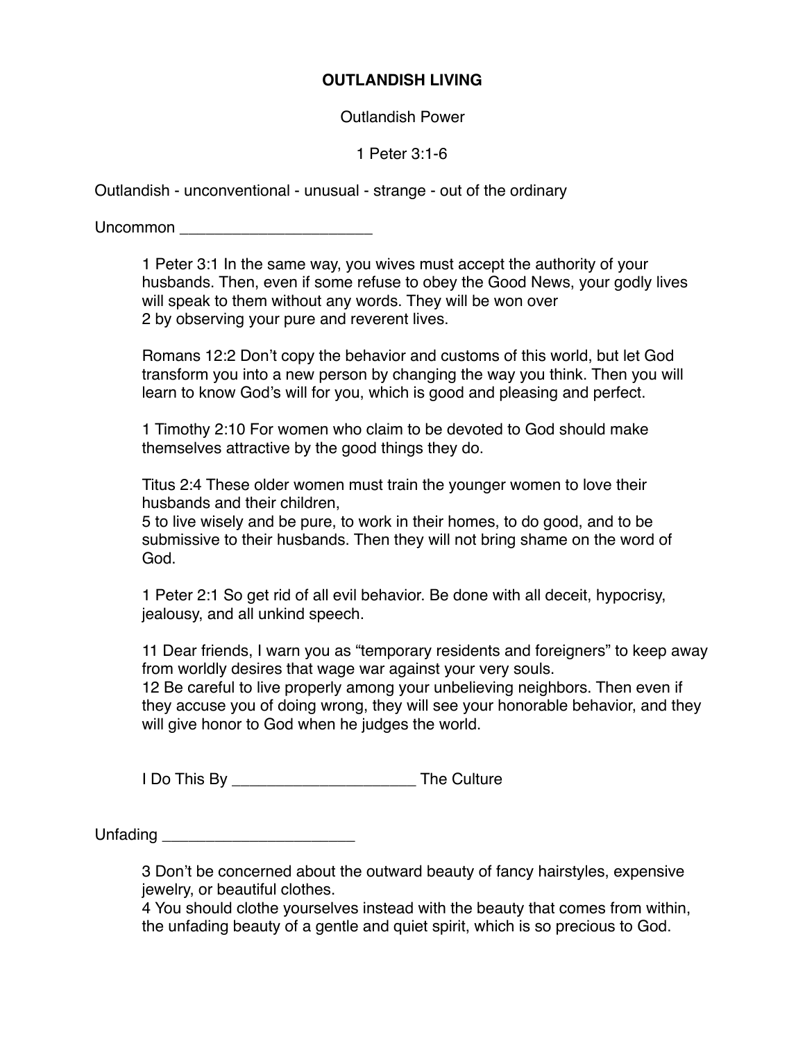# OUTLANDISH LIVING

## Outlandish Power

### 1 Peter 3:1-6

Outlandish - unconventional - unusual - strange - out of the ordinary

Uncommon ______________________

> 1 Peter 3:1 In the same way, you wives must accept the authority of your husbands. Then, even if some refuse to obey the Good News, your godly lives will speak to them without any words. They will be won over
> 2 by observing your pure and reverent lives.
>
> Romans 12:2 Don't copy the behavior and customs of this world, but let God transform you into a new person by changing the way you think. Then you will learn to know God's will for you, which is good and pleasing and perfect.
>
> 1 Timothy 2:10 For women who claim to be devoted to God should make themselves attractive by the good things they do.
>
> Titus 2:4 These older women must train the younger women to love their husbands and their children,
> 5 to live wisely and be pure, to work in their homes, to do good, and to be submissive to their husbands. Then they will not bring shame on the word of God.
>
> 1 Peter 2:1 So get rid of all evil behavior. Be done with all deceit, hypocrisy, jealousy, and all unkind speech.
>
> 11 Dear friends, I warn you as "temporary residents and foreigners" to keep away from worldly desires that wage war against your very souls.
> 12 Be careful to live properly among your unbelieving neighbors. Then even if they accuse you of doing wrong, they will see your honorable behavior, and they will give honor to God when he judges the world.
>
> I Do This By _____________________ The Culture

Unfading _______________________

> 3 Don't be concerned about the outward beauty of fancy hairstyles, expensive jewelry, or beautiful clothes.
> 4 You should clothe yourselves instead with the beauty that comes from within, the unfading beauty of a gentle and quiet spirit, which is so precious to God.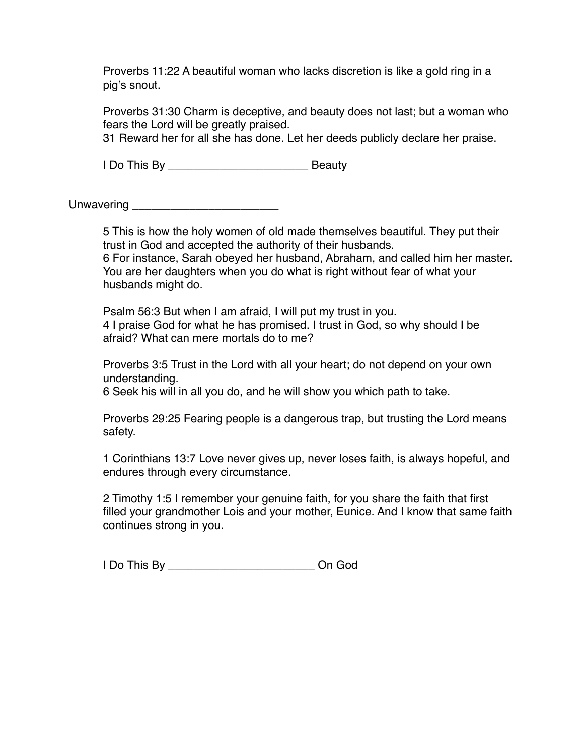Proverbs 11:22 A beautiful woman who lacks discretion is like a gold ring in a pig's snout.

Proverbs 31:30 Charm is deceptive, and beauty does not last; but a woman who fears the Lord will be greatly praised.
31 Reward her for all she has done. Let her deeds publicly declare her praise.

I Do This By ______________________ Beauty

Unwavering ________________________

5 This is how the holy women of old made themselves beautiful. They put their trust in God and accepted the authority of their husbands.
6 For instance, Sarah obeyed her husband, Abraham, and called him her master. You are her daughters when you do what is right without fear of what your husbands might do.

Psalm 56:3 But when I am afraid, I will put my trust in you.
4 I praise God for what he has promised. I trust in God, so why should I be afraid? What can mere mortals do to me?

Proverbs 3:5 Trust in the Lord with all your heart; do not depend on your own understanding.
6 Seek his will in all you do, and he will show you which path to take.

Proverbs 29:25 Fearing people is a dangerous trap, but trusting the Lord means safety.

1 Corinthians 13:7 Love never gives up, never loses faith, is always hopeful, and endures through every circumstance.

2 Timothy 1:5 I remember your genuine faith, for you share the faith that first filled your grandmother Lois and your mother, Eunice. And I know that same faith continues strong in you.

I Do This By _______________________ On God